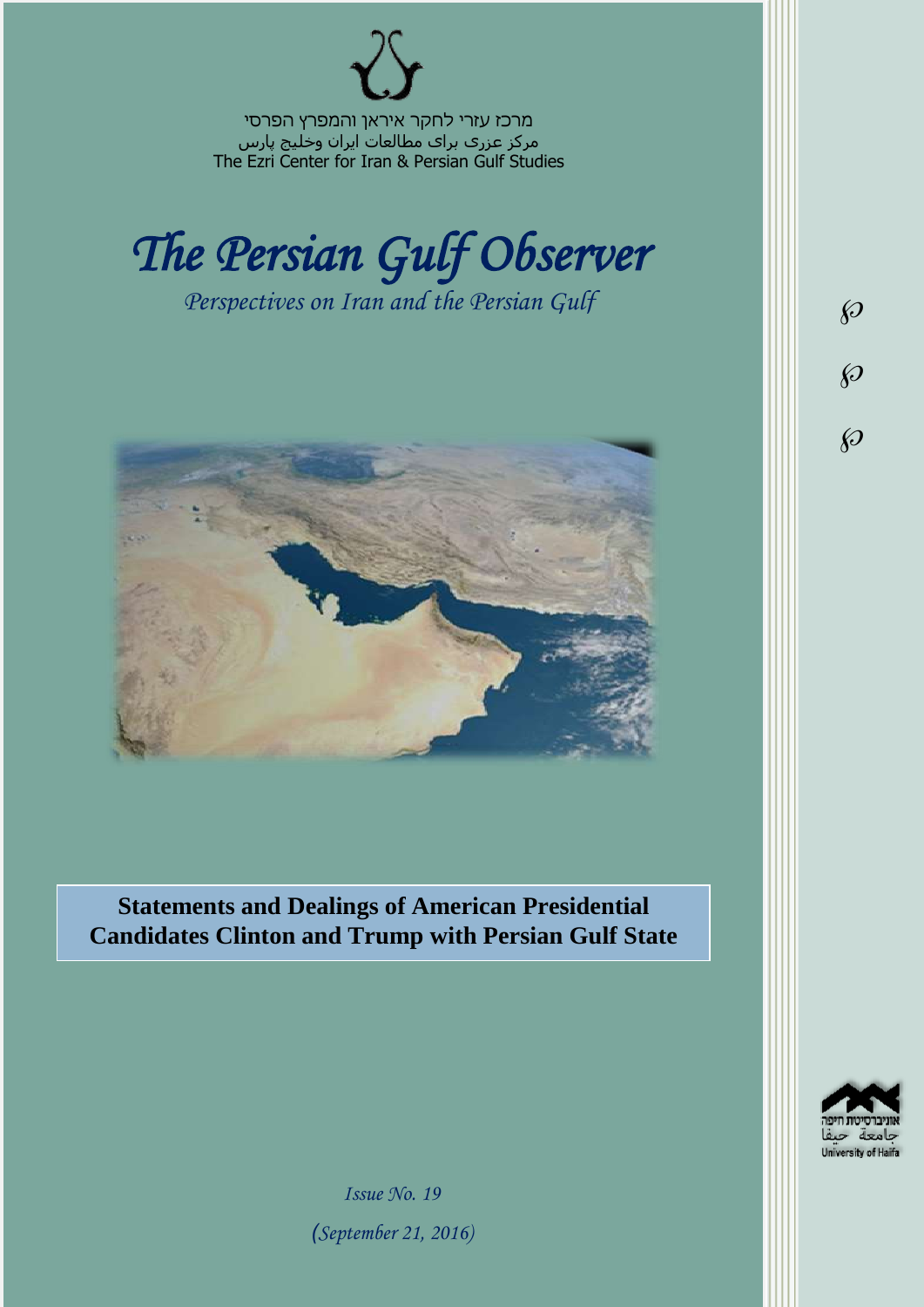מרכז עזרי לחקר איראן והמפרץ הפרסי
مركز عزرى براى مطالعات ايران وخليج پارس
The Ezri Center for Iran & Persian Gulf Studies

# *The Persian Gulf Observer*

*Perspectives on Iran and the Persian Gulf*

**Statements and Dealings of American Presidential Candidates Clinton and Trump with Persian Gulf State**

*Issue No. 19*

*(September 21, 2016)*

אוניברסיטת חיפה
جامعة حيفا
University of Haifa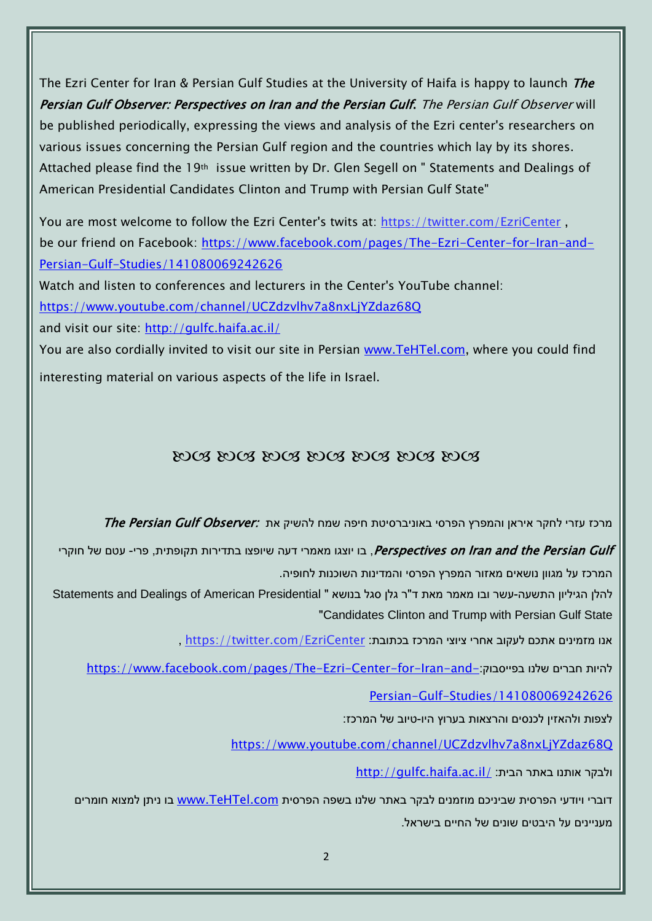The Ezri Center for Iran & Persian Gulf Studies at the University of Haifa is happy to launch ***The Persian Gulf Observer: Perspectives on Iran and the Persian Gulf.*** *The Persian Gulf Observer* will be published periodically, expressing the views and analysis of the Ezri center's researchers on various issues concerning the Persian Gulf region and the countries which lay by its shores. Attached please find the 19th issue written by Dr. Glen Segell on " Statements and Dealings of American Presidential Candidates Clinton and Trump with Persian Gulf State"

You are most welcome to follow the Ezri Center's twits at: https://twitter.com/EzriCenter , be our friend on Facebook: https://www.facebook.com/pages/The-Ezri-Center-for-Iran-and-Persian-Gulf-Studies/141080069242626

Watch and listen to conferences and lecturers in the Center's YouTube channel: https://www.youtube.com/channel/UCZdzvlhv7a8nxLjYZdaz68Q

and visit our site: http://gulfc.haifa.ac.il/

You are also cordially invited to visit our site in Persian www.TeHTel.com, where you could find interesting material on various aspects of the life in Israel.

ꕥꕥꕥꕥꕥꕥꕥ

מרכז עזרי לחקר איראן והמפרץ הפרסי באוניברסיטת חיפה שמח להשיק את ***The Persian Gulf Observer: Perspectives on Iran and the Persian Gulf***, בו יוצגו מאמרי דעה שיופצו בתדירות תקופתית, פרי- עטם של חוקרי המרכז על מגוון נושאים מאזור המפרץ הפרסי והמדינות השוכנות לחופיה.

להלן הגיליון התשעה-עשר ובו מאמר מאת ד"ר גלן סגל בנושא " Statements and Dealings of American Presidential Candidates Clinton and Trump with Persian Gulf State"

אנו מזמינים אתכם לעקוב אחרי ציוצי המרכז בכתובת: https://twitter.com/EzriCenter ,

להיות חברים שלנו בפייסבוק: https://www.facebook.com/pages/The-Ezri-Center-for-Iran-and-Persian-Gulf-Studies/141080069242626

לצפות ולהאזין לכנסים והרצאות בערוץ היו-טיוב של המרכז:

https://www.youtube.com/channel/UCZdzvlhv7a8nxLjYZdaz68Q

ולבקר אותנו באתר הבית: http://gulfc.haifa.ac.il/

דוברי ויודעי הפרסית שביניכם מוזמנים לבקר באתר שלנו בשפה הפרסית www.TeHTel.com בו ניתן למצוא חומרים מעניינים על היבטים שונים של החיים בישראל.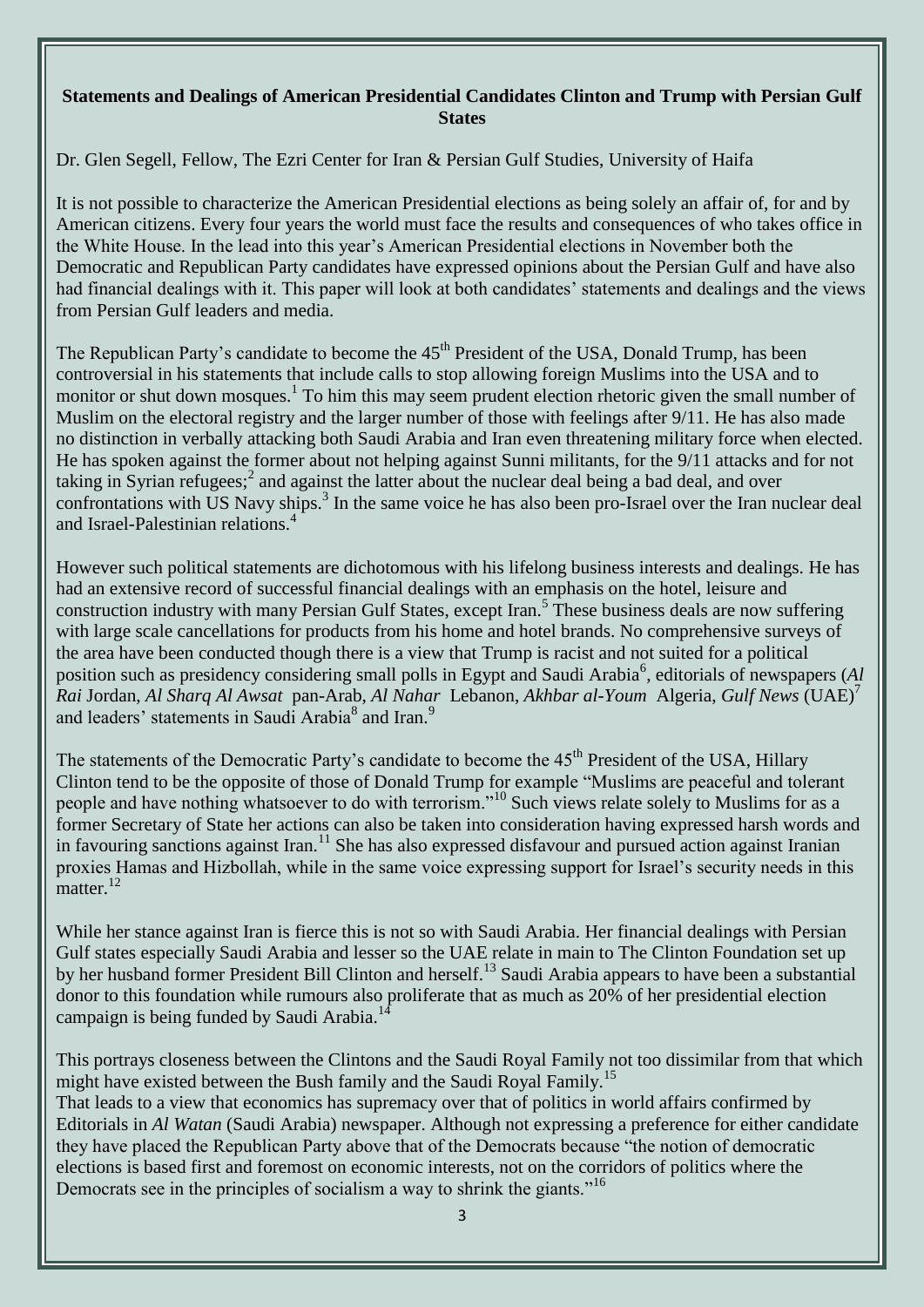**Statements and Dealings of American Presidential Candidates Clinton and Trump with Persian Gulf States**

Dr. Glen Segell, Fellow, The Ezri Center for Iran & Persian Gulf Studies, University of Haifa

It is not possible to characterize the American Presidential elections as being solely an affair of, for and by American citizens. Every four years the world must face the results and consequences of who takes office in the White House. In the lead into this year's American Presidential elections in November both the Democratic and Republican Party candidates have expressed opinions about the Persian Gulf and have also had financial dealings with it. This paper will look at both candidates' statements and dealings and the views from Persian Gulf leaders and media.

The Republican Party's candidate to become the 45th President of the USA, Donald Trump, has been controversial in his statements that include calls to stop allowing foreign Muslims into the USA and to monitor or shut down mosques.[1] To him this may seem prudent election rhetoric given the small number of Muslim on the electoral registry and the larger number of those with feelings after 9/11. He has also made no distinction in verbally attacking both Saudi Arabia and Iran even threatening military force when elected. He has spoken against the former about not helping against Sunni militants, for the 9/11 attacks and for not taking in Syrian refugees;[2] and against the latter about the nuclear deal being a bad deal, and over confrontations with US Navy ships.[3] In the same voice he has also been pro-Israel over the Iran nuclear deal and Israel-Palestinian relations.[4]

However such political statements are dichotomous with his lifelong business interests and dealings. He has had an extensive record of successful financial dealings with an emphasis on the hotel, leisure and construction industry with many Persian Gulf States, except Iran.[5] These business deals are now suffering with large scale cancellations for products from his home and hotel brands. No comprehensive surveys of the area have been conducted though there is a view that Trump is racist and not suited for a political position such as presidency considering small polls in Egypt and Saudi Arabia[6], editorials of newspapers (*Al Rai* Jordan, *Al Sharq Al Awsat* pan-Arab, *Al Nahar* Lebanon, *Akhbar al-Youm* Algeria, *Gulf News* (UAE)[7] and leaders' statements in Saudi Arabia[8] and Iran.[9]

The statements of the Democratic Party's candidate to become the 45th President of the USA, Hillary Clinton tend to be the opposite of those of Donald Trump for example "Muslims are peaceful and tolerant people and have nothing whatsoever to do with terrorism."[10] Such views relate solely to Muslims for as a former Secretary of State her actions can also be taken into consideration having expressed harsh words and in favouring sanctions against Iran.[11] She has also expressed disfavour and pursued action against Iranian proxies Hamas and Hizbollah, while in the same voice expressing support for Israel's security needs in this matter.[12]

While her stance against Iran is fierce this is not so with Saudi Arabia. Her financial dealings with Persian Gulf states especially Saudi Arabia and lesser so the UAE relate in main to The Clinton Foundation set up by her husband former President Bill Clinton and herself.[13] Saudi Arabia appears to have been a substantial donor to this foundation while rumours also proliferate that as much as 20% of her presidential election campaign is being funded by Saudi Arabia.[14]

This portrays closeness between the Clintons and the Saudi Royal Family not too dissimilar from that which might have existed between the Bush family and the Saudi Royal Family.[15]
That leads to a view that economics has supremacy over that of politics in world affairs confirmed by Editorials in *Al Watan* (Saudi Arabia) newspaper. Although not expressing a preference for either candidate they have placed the Republican Party above that of the Democrats because "the notion of democratic elections is based first and foremost on economic interests, not on the corridors of politics where the Democrats see in the principles of socialism a way to shrink the giants."[16]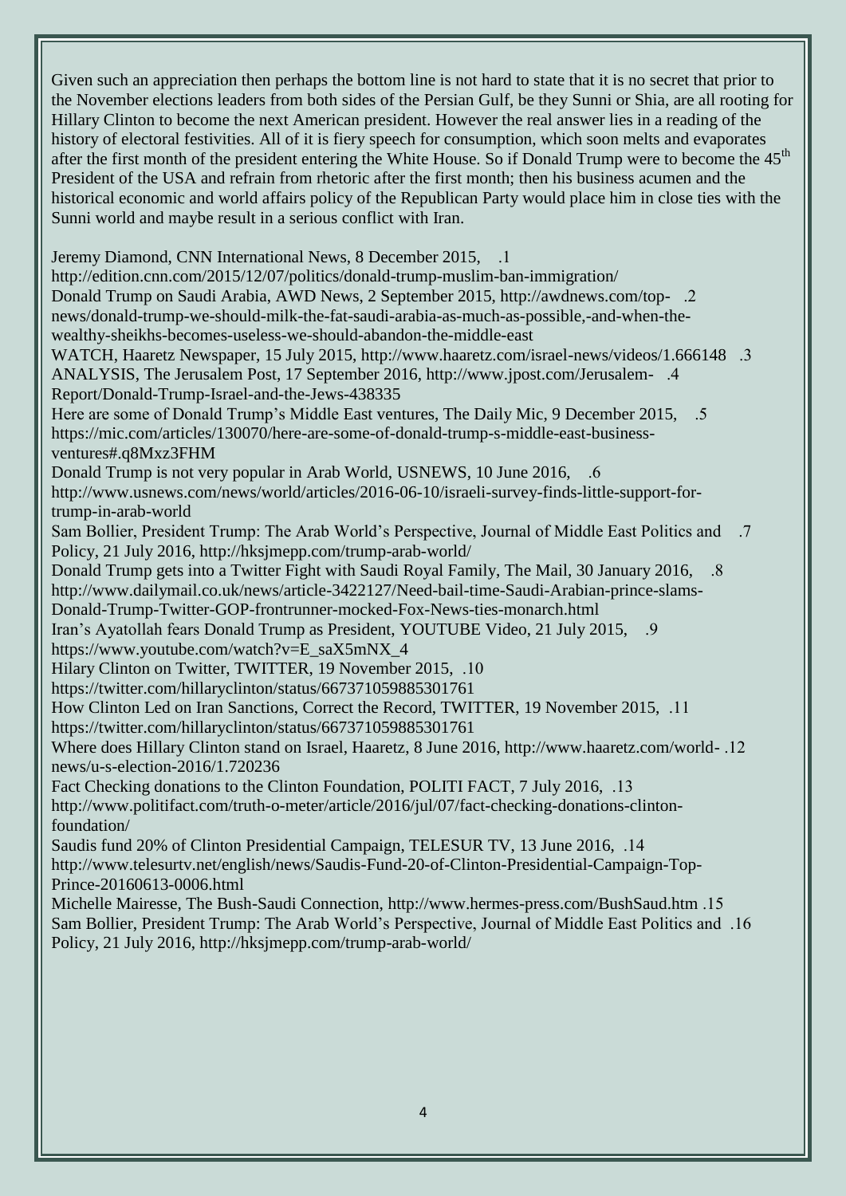Given such an appreciation then perhaps the bottom line is not hard to state that it is no secret that prior to the November elections leaders from both sides of the Persian Gulf, be they Sunni or Shia, are all rooting for Hillary Clinton to become the next American president. However the real answer lies in a reading of the history of electoral festivities. All of it is fiery speech for consumption, which soon melts and evaporates after the first month of the president entering the White House. So if Donald Trump were to become the 45th President of the USA and refrain from rhetoric after the first month; then his business acumen and the historical economic and world affairs policy of the Republican Party would place him in close ties with the Sunni world and maybe result in a serious conflict with Iran.

1. Jeremy Diamond, CNN International News, 8 December 2015, http://edition.cnn.com/2015/12/07/politics/donald-trump-muslim-ban-immigration/
2. Donald Trump on Saudi Arabia, AWD News, 2 September 2015, http://awdnews.com/top-news/donald-trump-we-should-milk-the-fat-saudi-arabia-as-much-as-possible,-and-when-the-wealthy-sheikhs-becomes-useless-we-should-abandon-the-middle-east
3. WATCH, Haaretz Newspaper, 15 July 2015, http://www.haaretz.com/israel-news/videos/1.666148
4. ANALYSIS, The Jerusalem Post, 17 September 2016, http://www.jpost.com/Jerusalem-Report/Donald-Trump-Israel-and-the-Jews-438335
5. Here are some of Donald Trump's Middle East ventures, The Daily Mic, 9 December 2015, https://mic.com/articles/130070/here-are-some-of-donald-trump-s-middle-east-business-ventures#.q8Mxz3FHM
6. Donald Trump is not very popular in Arab World, USNEWS, 10 June 2016, http://www.usnews.com/news/world/articles/2016-06-10/israeli-survey-finds-little-support-for-trump-in-arab-world
7. Sam Bollier, President Trump: The Arab World's Perspective, Journal of Middle East Politics and Policy, 21 July 2016, http://hksjmepp.com/trump-arab-world/
8. Donald Trump gets into a Twitter Fight with Saudi Royal Family, The Mail, 30 January 2016, http://www.dailymail.co.uk/news/article-3422127/Need-bail-time-Saudi-Arabian-prince-slams-Donald-Trump-Twitter-GOP-frontrunner-mocked-Fox-News-ties-monarch.html
9. Iran's Ayatollah fears Donald Trump as President, YOUTUBE Video, 21 July 2015, https://www.youtube.com/watch?v=E_saX5mNX_4
10. Hilary Clinton on Twitter, TWITTER, 19 November 2015, https://twitter.com/hillaryclinton/status/667371059885301761
11. How Clinton Led on Iran Sanctions, Correct the Record, TWITTER, 19 November 2015, https://twitter.com/hillaryclinton/status/667371059885301761
12. Where does Hillary Clinton stand on Israel, Haaretz, 8 June 2016, http://www.haaretz.com/world-news/u-s-election-2016/1.720236
13. Fact Checking donations to the Clinton Foundation, POLITI FACT, 7 July 2016, http://www.politifact.com/truth-o-meter/article/2016/jul/07/fact-checking-donations-clinton-foundation/
14. Saudis fund 20% of Clinton Presidential Campaign, TELESUR TV, 13 June 2016, http://www.telesurtv.net/english/news/Saudis-Fund-20-of-Clinton-Presidential-Campaign-Top-Prince-20160613-0006.html
15. Michelle Mairesse, The Bush-Saudi Connection, http://www.hermes-press.com/BushSaud.htm
16. Sam Bollier, President Trump: The Arab World's Perspective, Journal of Middle East Politics and Policy, 21 July 2016, http://hksjmepp.com/trump-arab-world/